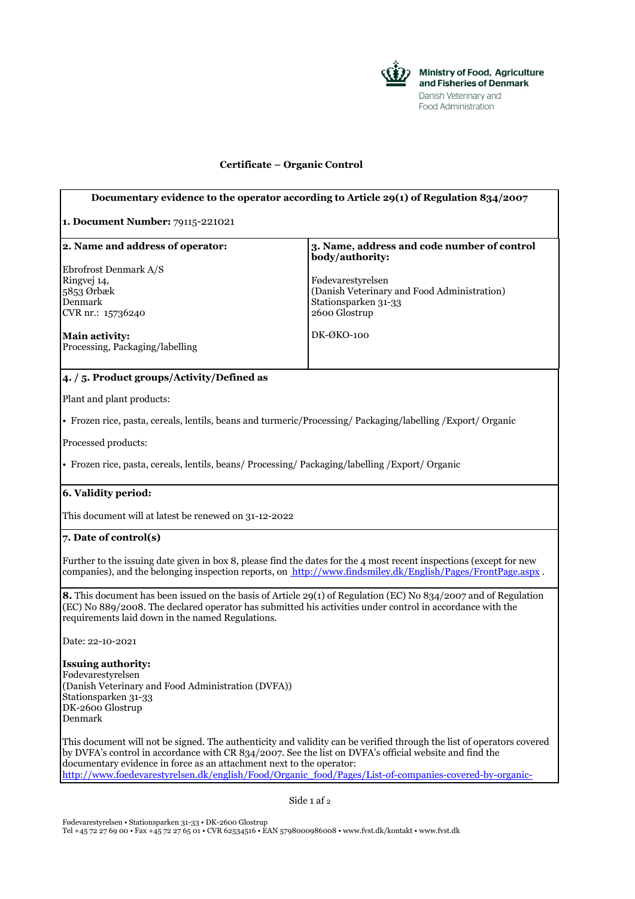Ministry of Food, Agriculture and Fisheries of Denmark
Danish Veterinary and Food Administration

# Certificate – Organic Control

**Documentary evidence to the operator according to Article 29(1) of Regulation 834/2007**

**1. Document Number:** 79115-221021

| **2. Name and address of operator:** | **3. Name, address and code number of control body/authority:** |
|---|---|
| Ebrofrost Denmark A/S<br>Ringvej 14,<br>5853 Ørbæk<br>Denmark<br>CVR nr.: 15736240<br><br>**Main activity:**<br>Processing, Packaging/labelling | Fødevarestyrelsen<br>(Danish Veterinary and Food Administration)<br>Stationsparken 31-33<br>2600 Glostrup<br><br>DK-ØKO-100 |

**4. / 5. Product groups/Activity/Defined as**

Plant and plant products:

- Frozen rice, pasta, cereals, lentils, beans and turmeric/Processing/ Packaging/labelling /Export/ Organic

Processed products:

- Frozen rice, pasta, cereals, lentils, beans/ Processing/ Packaging/labelling /Export/ Organic

**6. Validity period:**

This document will at latest be renewed on 31-12-2022

**7. Date of control(s)**

Further to the issuing date given in box 8, please find the dates for the 4 most recent inspections (except for new companies), and the belonging inspection reports, on http://www.findsmiley.dk/English/Pages/FrontPage.aspx .

**8.** This document has been issued on the basis of Article 29(1) of Regulation (EC) No 834/2007 and of Regulation (EC) No 889/2008. The declared operator has submitted his activities under control in accordance with the requirements laid down in the named Regulations.

Date: 22-10-2021

**Issuing authority:**
Fødevarestyrelsen
(Danish Veterinary and Food Administration (DVFA))
Stationsparken 31-33
DK-2600 Glostrup
Denmark

This document will not be signed. The authenticity and validity can be verified through the list of operators covered by DVFA's control in accordance with CR 834/2007. See the list on DVFA's official website and find the documentary evidence in force as an attachment next to the operator:
http://www.foedevarestyrelsen.dk/english/Food/Organic_food/Pages/List-of-companies-covered-by-organic-

Fødevarestyrelsen • Stationsparken 31-33 • DK-2600 Glostrup
Tel +45 72 27 69 00 • Fax +45 72 27 65 01 • CVR 62534516 • EAN 5798000986008 • www.fvst.dk/kontakt • www.fvst.dk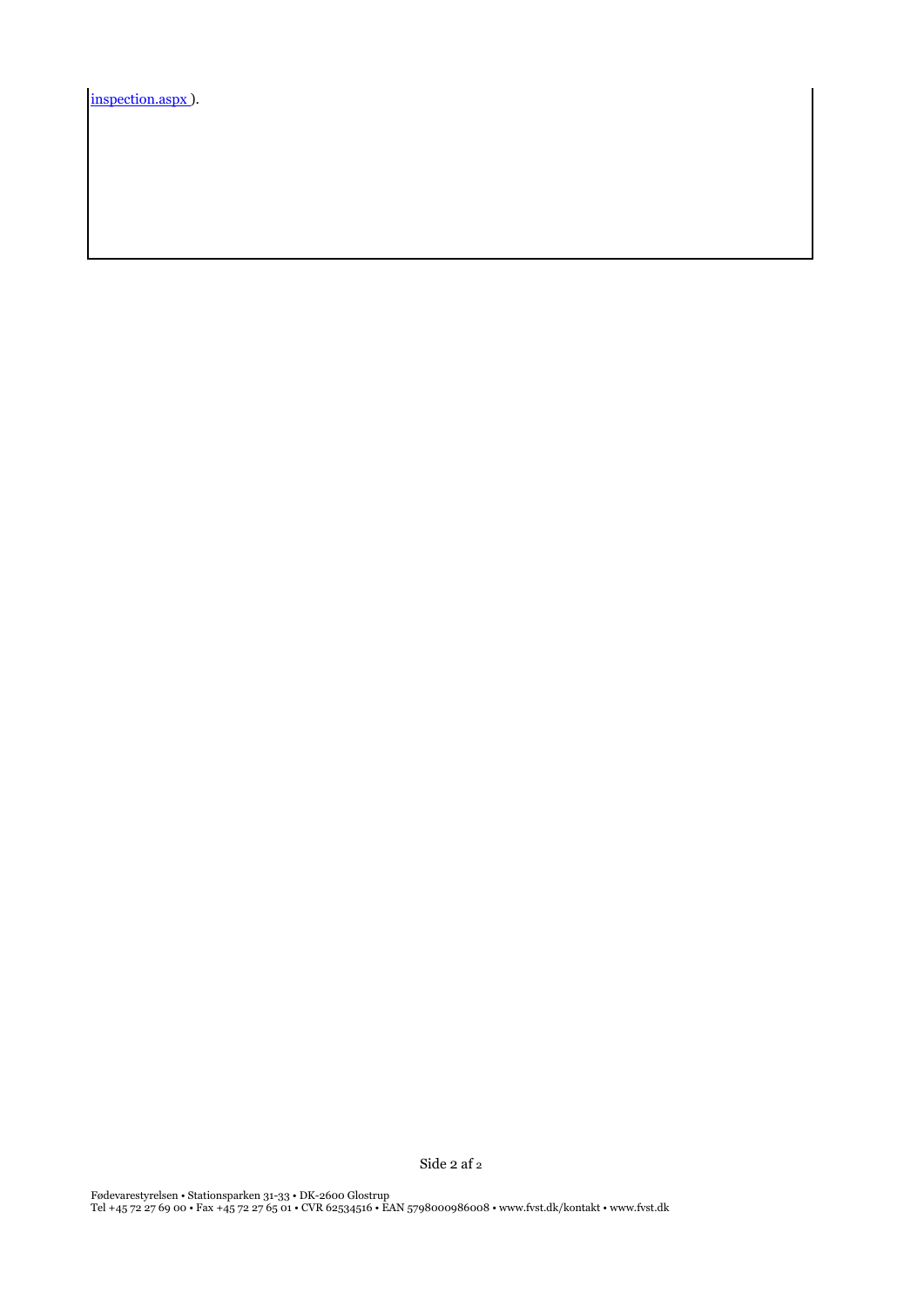inspection.aspx ).